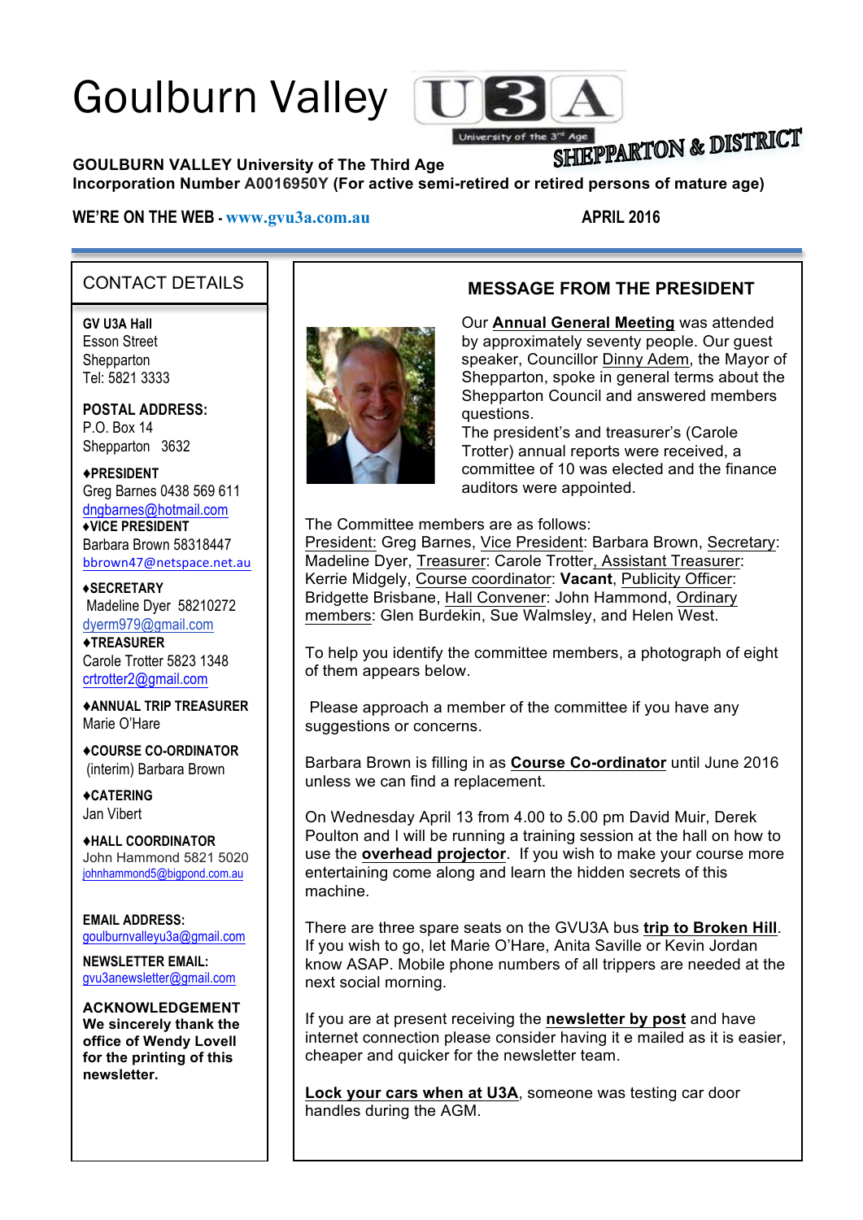# Goulburn Valley U3A

University of the 3rd Age

SHEPPARTON & DISTRICT

**GOULBURN VALLEY University of The Third Age**
**Incorporation Number A0016950Y (For active semi-retired or retired persons of mature age)**

**WE'RE ON THE WEB - www.gvu3a.com.au** **APRIL 2016**

## CONTACT DETAILS

**GV U3A Hall**
Esson Street
Shepparton
Tel: 5821 3333

**POSTAL ADDRESS:**
P.O. Box 14
Shepparton 3632

**♦PRESIDENT**
Greg Barnes 0438 569 611
dngbarnes@hotmail.com

**♦VICE PRESIDENT**
Barbara Brown 58318447
bbrown47@netspace.net.au

**♦SECRETARY**
Madeline Dyer 58210272
dyerm979@gmail.com

**♦TREASURER**
Carole Trotter 5823 1348
crtrotter2@gmail.com

**♦ANNUAL TRIP TREASURER**
Marie O'Hare

**♦COURSE CO-ORDINATOR**
(interim) Barbara Brown

**♦CATERING**
Jan Vibert

**♦HALL COORDINATOR**
John Hammond 5821 5020
johnhammond5@bigpond.com.au

**EMAIL ADDRESS:**
goulburnvalleyu3a@gmail.com

**NEWSLETTER EMAIL:**
gvu3anewsletter@gmail.com

**ACKNOWLEDGEMENT**
**We sincerely thank the office of Wendy Lovell for the printing of this newsletter.**

## MESSAGE FROM THE PRESIDENT

Our **Annual General Meeting** was attended by approximately seventy people. Our guest speaker, Councillor Dinny Adem, the Mayor of Shepparton, spoke in general terms about the Shepparton Council and answered members questions.
The president's and treasurer's (Carole Trotter) annual reports were received, a committee of 10 was elected and the finance auditors were appointed.

The Committee members are as follows:
President: Greg Barnes, Vice President: Barbara Brown, Secretary: Madeline Dyer, Treasurer: Carole Trotter, Assistant Treasurer: Kerrie Midgely, Course coordinator: **Vacant**, Publicity Officer: Bridgette Brisbane, Hall Convener: John Hammond, Ordinary members: Glen Burdekin, Sue Walmsley, and Helen West.

To help you identify the committee members, a photograph of eight of them appears below.

Please approach a member of the committee if you have any suggestions or concerns.

Barbara Brown is filling in as **Course Co-ordinator** until June 2016 unless we can find a replacement.

On Wednesday April 13 from 4.00 to 5.00 pm David Muir, Derek Poulton and I will be running a training session at the hall on how to use the **overhead projector**. If you wish to make your course more entertaining come along and learn the hidden secrets of this machine.

There are three spare seats on the GVU3A bus **trip to Broken Hill**. If you wish to go, let Marie O'Hare, Anita Saville or Kevin Jordan know ASAP. Mobile phone numbers of all trippers are needed at the next social morning.

If you are at present receiving the **newsletter by post** and have internet connection please consider having it e mailed as it is easier, cheaper and quicker for the newsletter team.

**Lock your cars when at U3A**, someone was testing car door handles during the AGM.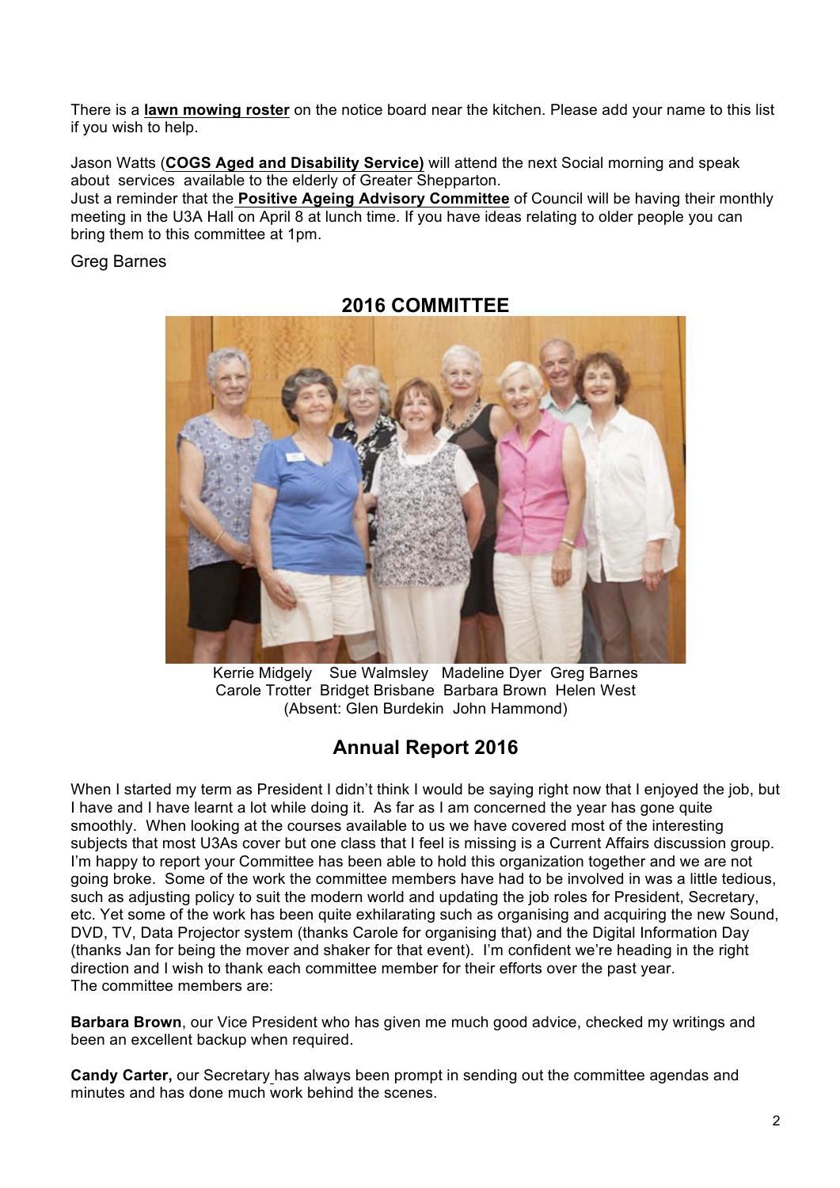There is a **lawn mowing roster** on the notice board near the kitchen. Please add your name to this list if you wish to help.

Jason Watts (**COGS Aged and Disability Service)** will attend the next Social morning and speak about services available to the elderly of Greater Shepparton.

Just a reminder that the **Positive Ageing Advisory Committee** of Council will be having their monthly meeting in the U3A Hall on April 8 at lunch time. If you have ideas relating to older people you can bring them to this committee at 1pm.

Greg Barnes

## 2016 COMMITTEE

Kerrie Midgely Sue Walmsley Madeline Dyer Greg Barnes
Carole Trotter Bridget Brisbane Barbara Brown Helen West
(Absent: Glen Burdekin John Hammond)

## Annual Report 2016

When I started my term as President I didn't think I would be saying right now that I enjoyed the job, but I have and I have learnt a lot while doing it. As far as I am concerned the year has gone quite smoothly. When looking at the courses available to us we have covered most of the interesting subjects that most U3As cover but one class that I feel is missing is a Current Affairs discussion group. I'm happy to report your Committee has been able to hold this organization together and we are not going broke. Some of the work the committee members have had to be involved in was a little tedious, such as adjusting policy to suit the modern world and updating the job roles for President, Secretary, etc. Yet some of the work has been quite exhilarating such as organising and acquiring the new Sound, DVD, TV, Data Projector system (thanks Carole for organising that) and the Digital Information Day (thanks Jan for being the mover and shaker for that event). I'm confident we're heading in the right direction and I wish to thank each committee member for their efforts over the past year.
The committee members are:

**Barbara Brown**, our Vice President who has given me much good advice, checked my writings and been an excellent backup when required.

**Candy Carter,** our Secretary has always been prompt in sending out the committee agendas and minutes and has done much work behind the scenes.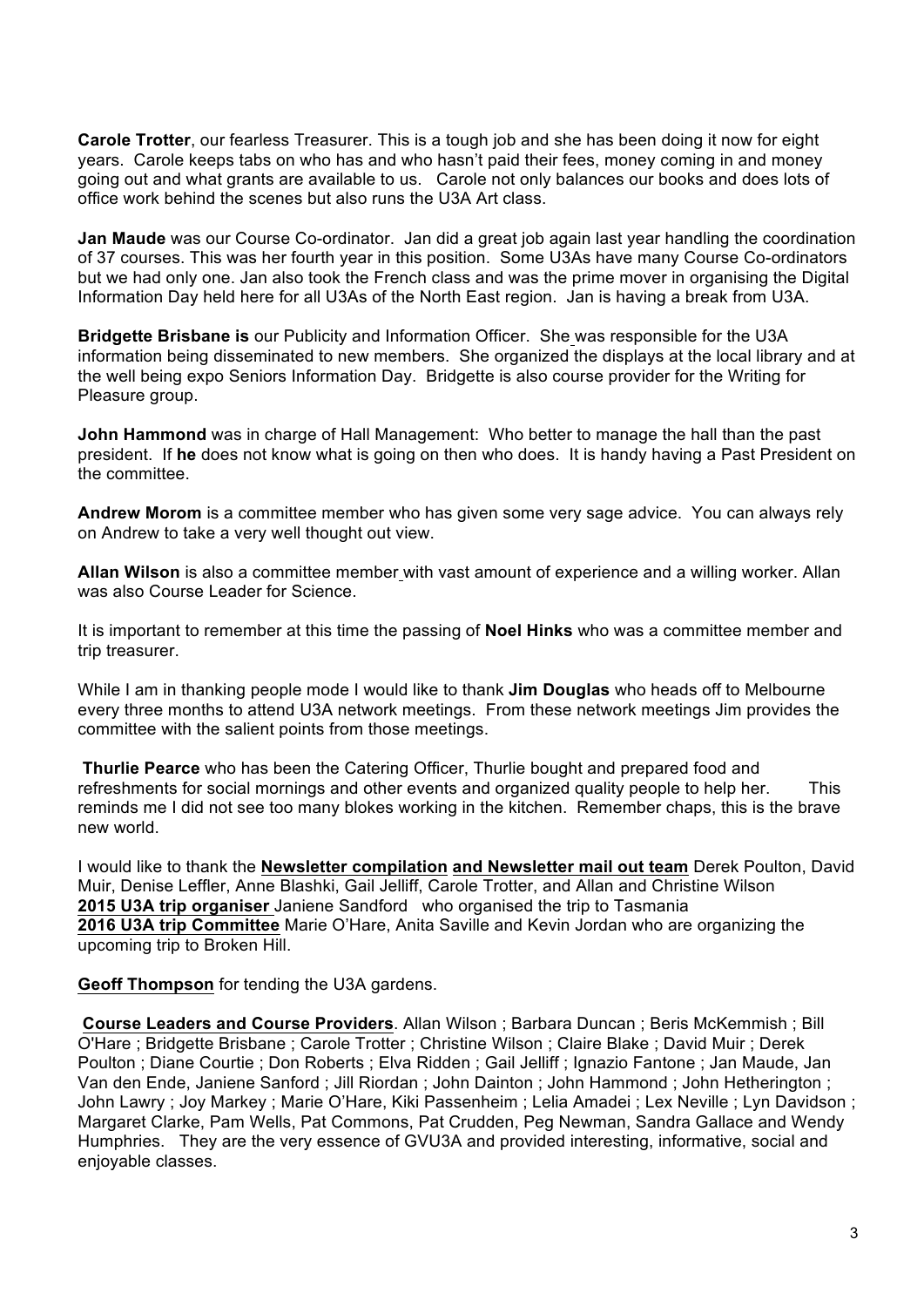**Carole Trotter**, our fearless Treasurer. This is a tough job and she has been doing it now for eight years. Carole keeps tabs on who has and who hasn't paid their fees, money coming in and money going out and what grants are available to us. Carole not only balances our books and does lots of office work behind the scenes but also runs the U3A Art class.

**Jan Maude** was our Course Co-ordinator. Jan did a great job again last year handling the coordination of 37 courses. This was her fourth year in this position. Some U3As have many Course Co-ordinators but we had only one. Jan also took the French class and was the prime mover in organising the Digital Information Day held here for all U3As of the North East region. Jan is having a break from U3A.

**Bridgette Brisbane is** our Publicity and Information Officer. She was responsible for the U3A information being disseminated to new members. She organized the displays at the local library and at the well being expo Seniors Information Day. Bridgette is also course provider for the Writing for Pleasure group.

**John Hammond** was in charge of Hall Management: Who better to manage the hall than the past president. If **he** does not know what is going on then who does. It is handy having a Past President on the committee.

**Andrew Morom** is a committee member who has given some very sage advice. You can always rely on Andrew to take a very well thought out view.

**Allan Wilson** is also a committee member with vast amount of experience and a willing worker. Allan was also Course Leader for Science.

It is important to remember at this time the passing of **Noel Hinks** who was a committee member and trip treasurer.

While I am in thanking people mode I would like to thank **Jim Douglas** who heads off to Melbourne every three months to attend U3A network meetings. From these network meetings Jim provides the committee with the salient points from those meetings.

**Thurlie Pearce** who has been the Catering Officer, Thurlie bought and prepared food and refreshments for social mornings and other events and organized quality people to help her. This reminds me I did not see too many blokes working in the kitchen. Remember chaps, this is the brave new world.

I would like to thank the **Newsletter compilation and Newsletter mail out team** Derek Poulton, David Muir, Denise Leffler, Anne Blashki, Gail Jelliff, Carole Trotter, and Allan and Christine Wilson
**2015 U3A trip organiser** Janiene Sandford who organised the trip to Tasmania
**2016 U3A trip Committee** Marie O'Hare, Anita Saville and Kevin Jordan who are organizing the upcoming trip to Broken Hill.

**Geoff Thompson** for tending the U3A gardens.

**Course Leaders and Course Providers**. Allan Wilson ; Barbara Duncan ; Beris McKemmish ; Bill O'Hare ; Bridgette Brisbane ; Carole Trotter ; Christine Wilson ; Claire Blake ; David Muir ; Derek Poulton ; Diane Courtie ; Don Roberts ; Elva Ridden ; Gail Jelliff ; Ignazio Fantone ; Jan Maude, Jan Van den Ende, Janiene Sanford ; Jill Riordan ; John Dainton ; John Hammond ; John Hetherington ; John Lawry ; Joy Markey ; Marie O'Hare, Kiki Passenheim ; Lelia Amadei ; Lex Neville ; Lyn Davidson ; Margaret Clarke, Pam Wells, Pat Commons, Pat Crudden, Peg Newman, Sandra Gallace and Wendy Humphries. They are the very essence of GVU3A and provided interesting, informative, social and enjoyable classes.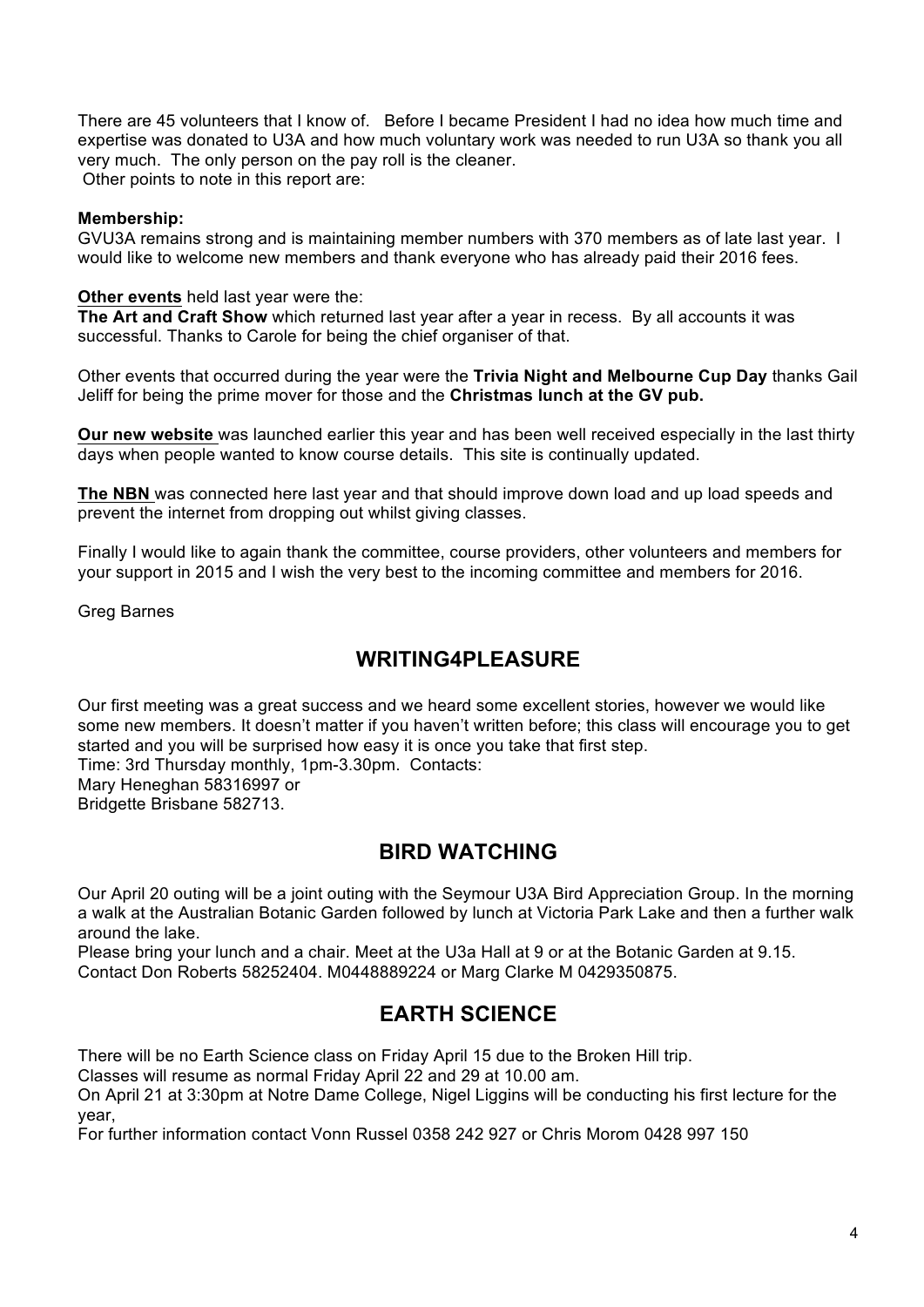There are 45 volunteers that I know of. Before I became President I had no idea how much time and expertise was donated to U3A and how much voluntary work was needed to run U3A so thank you all very much. The only person on the pay roll is the cleaner.
Other points to note in this report are:

**Membership:**
GVU3A remains strong and is maintaining member numbers with 370 members as of late last year. I would like to welcome new members and thank everyone who has already paid their 2016 fees.

**Other events** held last year were the:
**The Art and Craft Show** which returned last year after a year in recess. By all accounts it was successful. Thanks to Carole for being the chief organiser of that.

Other events that occurred during the year were the **Trivia Night and Melbourne Cup Day** thanks Gail Jeliff for being the prime mover for those and the **Christmas lunch at the GV pub.**

**Our new website** was launched earlier this year and has been well received especially in the last thirty days when people wanted to know course details. This site is continually updated.

**The NBN** was connected here last year and that should improve down load and up load speeds and prevent the internet from dropping out whilst giving classes.

Finally I would like to again thank the committee, course providers, other volunteers and members for your support in 2015 and I wish the very best to the incoming committee and members for 2016.

Greg Barnes

## WRITING4PLEASURE

Our first meeting was a great success and we heard some excellent stories, however we would like some new members. It doesn't matter if you haven't written before; this class will encourage you to get started and you will be surprised how easy it is once you take that first step.
Time: 3rd Thursday monthly, 1pm-3.30pm. Contacts:
Mary Heneghan 58316997 or
Bridgette Brisbane 582713.

## BIRD WATCHING

Our April 20 outing will be a joint outing with the Seymour U3A Bird Appreciation Group. In the morning a walk at the Australian Botanic Garden followed by lunch at Victoria Park Lake and then a further walk around the lake.
Please bring your lunch and a chair. Meet at the U3a Hall at 9 or at the Botanic Garden at 9.15.
Contact Don Roberts 58252404. M0448889224 or Marg Clarke M 0429350875.

## EARTH SCIENCE

There will be no Earth Science class on Friday April 15 due to the Broken Hill trip.
Classes will resume as normal Friday April 22 and 29 at 10.00 am.
On April 21 at 3:30pm at Notre Dame College, Nigel Liggins will be conducting his first lecture for the year,
For further information contact Vonn Russel 0358 242 927 or Chris Morom 0428 997 150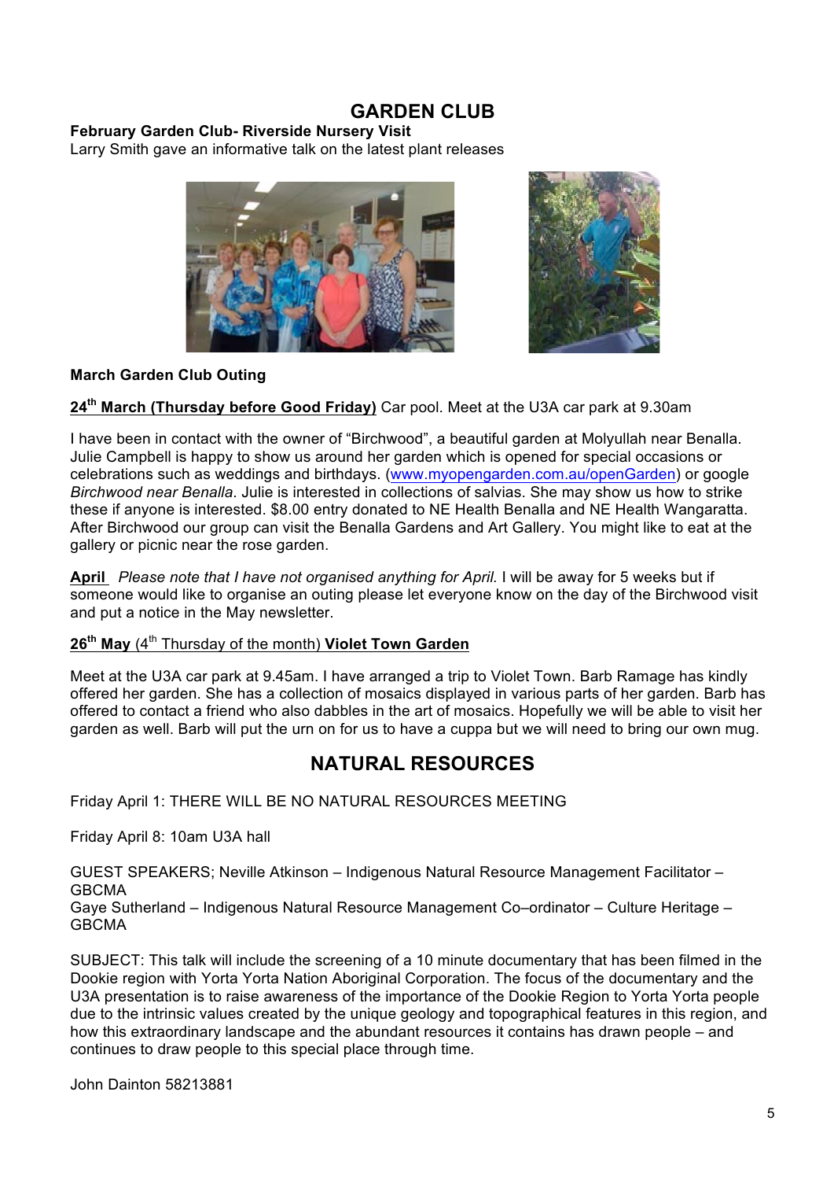## GARDEN CLUB

**February Garden Club- Riverside Nursery Visit**
Larry Smith gave an informative talk on the latest plant releases

**March Garden Club Outing**

**24th March (Thursday before Good Friday)** Car pool. Meet at the U3A car park at 9.30am

I have been in contact with the owner of "Birchwood", a beautiful garden at Molyullah near Benalla. Julie Campbell is happy to show us around her garden which is opened for special occasions or celebrations such as weddings and birthdays. (www.myopengarden.com.au/openGarden) or google *Birchwood near Benalla*. Julie is interested in collections of salvias. She may show us how to strike these if anyone is interested. $8.00 entry donated to NE Health Benalla and NE Health Wangaratta. After Birchwood our group can visit the Benalla Gardens and Art Gallery. You might like to eat at the gallery or picnic near the rose garden.

**April** *Please note that I have not organised anything for April.* I will be away for 5 weeks but if someone would like to organise an outing please let everyone know on the day of the Birchwood visit and put a notice in the May newsletter.

**26th May** (4th Thursday of the month) **Violet Town Garden**

Meet at the U3A car park at 9.45am. I have arranged a trip to Violet Town. Barb Ramage has kindly offered her garden. She has a collection of mosaics displayed in various parts of her garden. Barb has offered to contact a friend who also dabbles in the art of mosaics. Hopefully we will be able to visit her garden as well. Barb will put the urn on for us to have a cuppa but we will need to bring our own mug.

## NATURAL RESOURCES

Friday April 1: THERE WILL BE NO NATURAL RESOURCES MEETING

Friday April 8: 10am U3A hall

GUEST SPEAKERS; Neville Atkinson – Indigenous Natural Resource Management Facilitator – GBCMA
Gaye Sutherland – Indigenous Natural Resource Management Co–ordinator – Culture Heritage – GBCMA

SUBJECT: This talk will include the screening of a 10 minute documentary that has been filmed in the Dookie region with Yorta Yorta Nation Aboriginal Corporation. The focus of the documentary and the U3A presentation is to raise awareness of the importance of the Dookie Region to Yorta Yorta people due to the intrinsic values created by the unique geology and topographical features in this region, and how this extraordinary landscape and the abundant resources it contains has drawn people – and continues to draw people to this special place through time.

John Dainton 58213881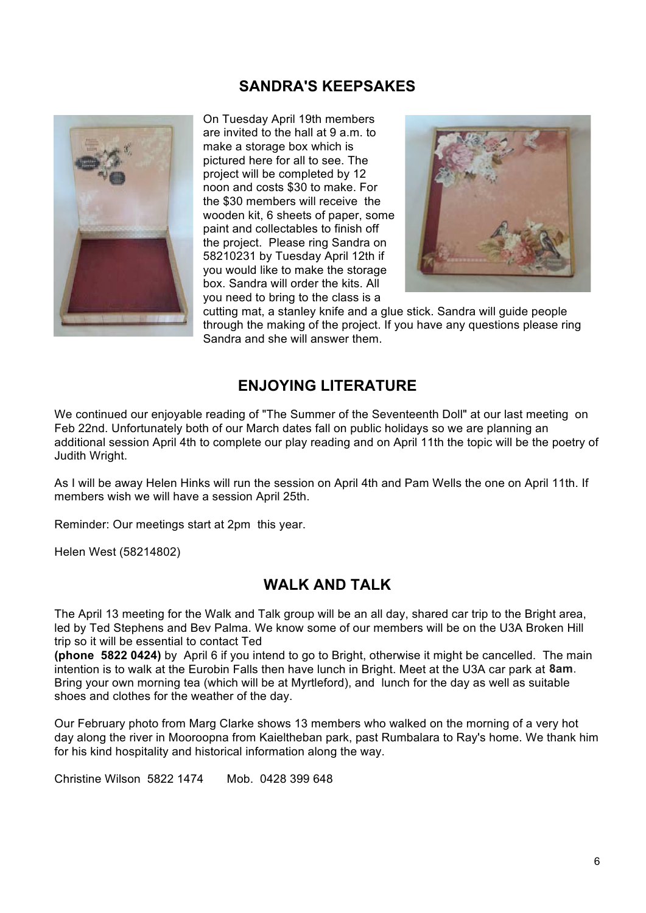## SANDRA'S KEEPSAKES

On Tuesday April 19th members are invited to the hall at 9 a.m. to make a storage box which is pictured here for all to see. The project will be completed by 12 noon and costs $30 to make. For the $30 members will receive the wooden kit, 6 sheets of paper, some paint and collectables to finish off the project. Please ring Sandra on 58210231 by Tuesday April 12th if you would like to make the storage box. Sandra will order the kits. All you need to bring to the class is a cutting mat, a stanley knife and a glue stick. Sandra will guide people through the making of the project. If you have any questions please ring Sandra and she will answer them.

## ENJOYING LITERATURE

We continued our enjoyable reading of "The Summer of the Seventeenth Doll" at our last meeting on Feb 22nd. Unfortunately both of our March dates fall on public holidays so we are planning an additional session April 4th to complete our play reading and on April 11th the topic will be the poetry of Judith Wright.

As I will be away Helen Hinks will run the session on April 4th and Pam Wells the one on April 11th. If members wish we will have a session April 25th.

Reminder: Our meetings start at 2pm this year.

Helen West (58214802)

## WALK AND TALK

The April 13 meeting for the Walk and Talk group will be an all day, shared car trip to the Bright area, led by Ted Stephens and Bev Palma. We know some of our members will be on the U3A Broken Hill trip so it will be essential to contact Ted **(phone 5822 0424)** by April 6 if you intend to go to Bright, otherwise it might be cancelled. The main intention is to walk at the Eurobin Falls then have lunch in Bright. Meet at the U3A car park at **8am**. Bring your own morning tea (which will be at Myrtleford), and lunch for the day as well as suitable shoes and clothes for the weather of the day.

Our February photo from Marg Clarke shows 13 members who walked on the morning of a very hot day along the river in Mooroopna from Kaieltheban park, past Rumbalara to Ray's home. We thank him for his kind hospitality and historical information along the way.

Christine Wilson 5822 1474 Mob. 0428 399 648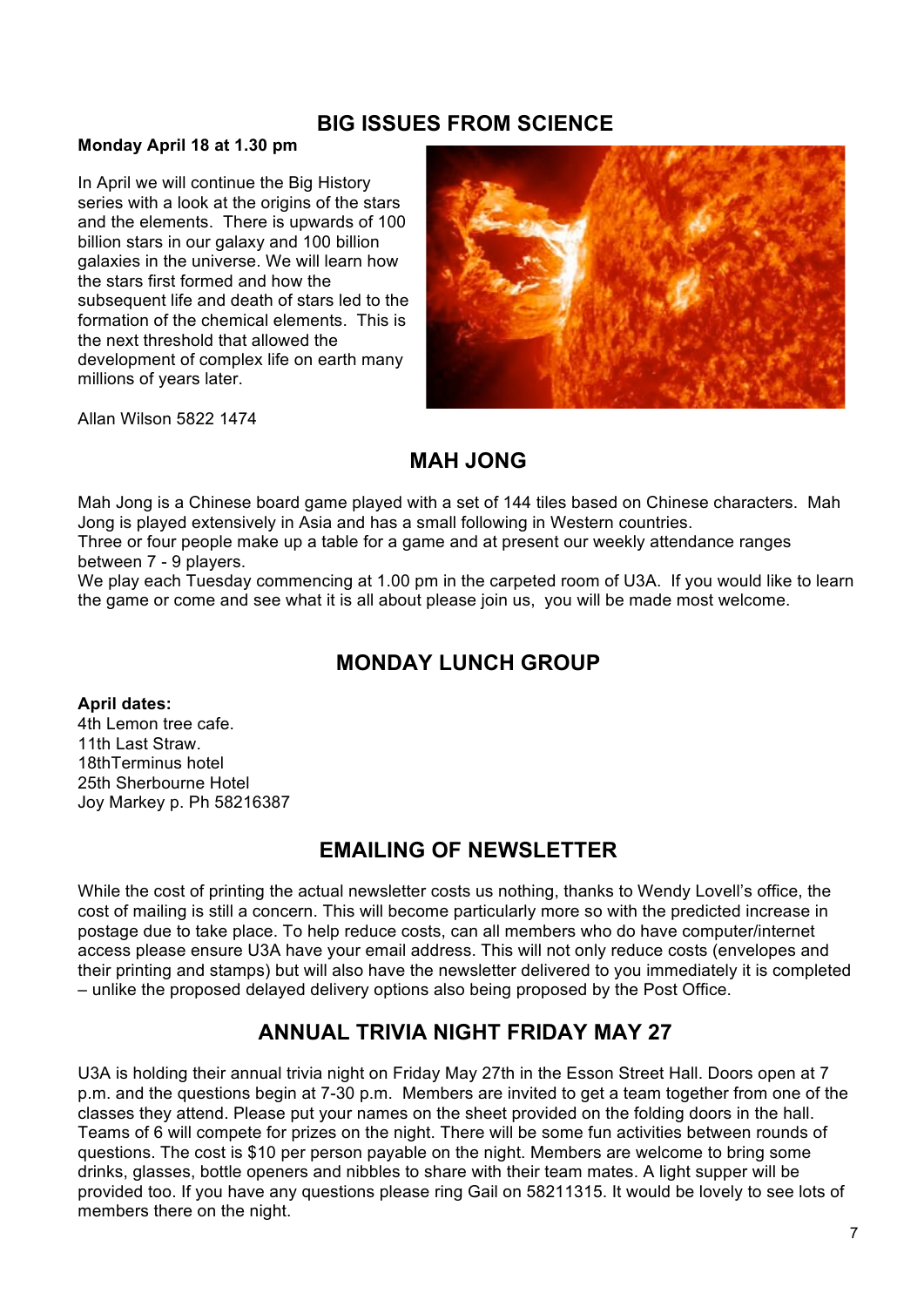## BIG ISSUES FROM SCIENCE

**Monday April 18 at 1.30 pm**

In April we will continue the Big History series with a look at the origins of the stars and the elements. There is upwards of 100 billion stars in our galaxy and 100 billion galaxies in the universe. We will learn how the stars first formed and how the subsequent life and death of stars led to the formation of the chemical elements. This is the next threshold that allowed the development of complex life on earth many millions of years later.

Allan Wilson 5822 1474

## MAH JONG

Mah Jong is a Chinese board game played with a set of 144 tiles based on Chinese characters. Mah Jong is played extensively in Asia and has a small following in Western countries.
Three or four people make up a table for a game and at present our weekly attendance ranges between 7 - 9 players.
We play each Tuesday commencing at 1.00 pm in the carpeted room of U3A. If you would like to learn the game or come and see what it is all about please join us, you will be made most welcome.

## MONDAY LUNCH GROUP

**April dates:**
4th Lemon tree cafe.
11th Last Straw.
18thTerminus hotel
25th Sherbourne Hotel
Joy Markey p. Ph 58216387

## EMAILING OF NEWSLETTER

While the cost of printing the actual newsletter costs us nothing, thanks to Wendy Lovell's office, the cost of mailing is still a concern. This will become particularly more so with the predicted increase in postage due to take place. To help reduce costs, can all members who do have computer/internet access please ensure U3A have your email address. This will not only reduce costs (envelopes and their printing and stamps) but will also have the newsletter delivered to you immediately it is completed – unlike the proposed delayed delivery options also being proposed by the Post Office.

## ANNUAL TRIVIA NIGHT FRIDAY MAY 27

U3A is holding their annual trivia night on Friday May 27th in the Esson Street Hall. Doors open at 7 p.m. and the questions begin at 7-30 p.m. Members are invited to get a team together from one of the classes they attend. Please put your names on the sheet provided on the folding doors in the hall. Teams of 6 will compete for prizes on the night. There will be some fun activities between rounds of questions. The cost is $10 per person payable on the night. Members are welcome to bring some drinks, glasses, bottle openers and nibbles to share with their team mates. A light supper will be provided too. If you have any questions please ring Gail on 58211315. It would be lovely to see lots of members there on the night.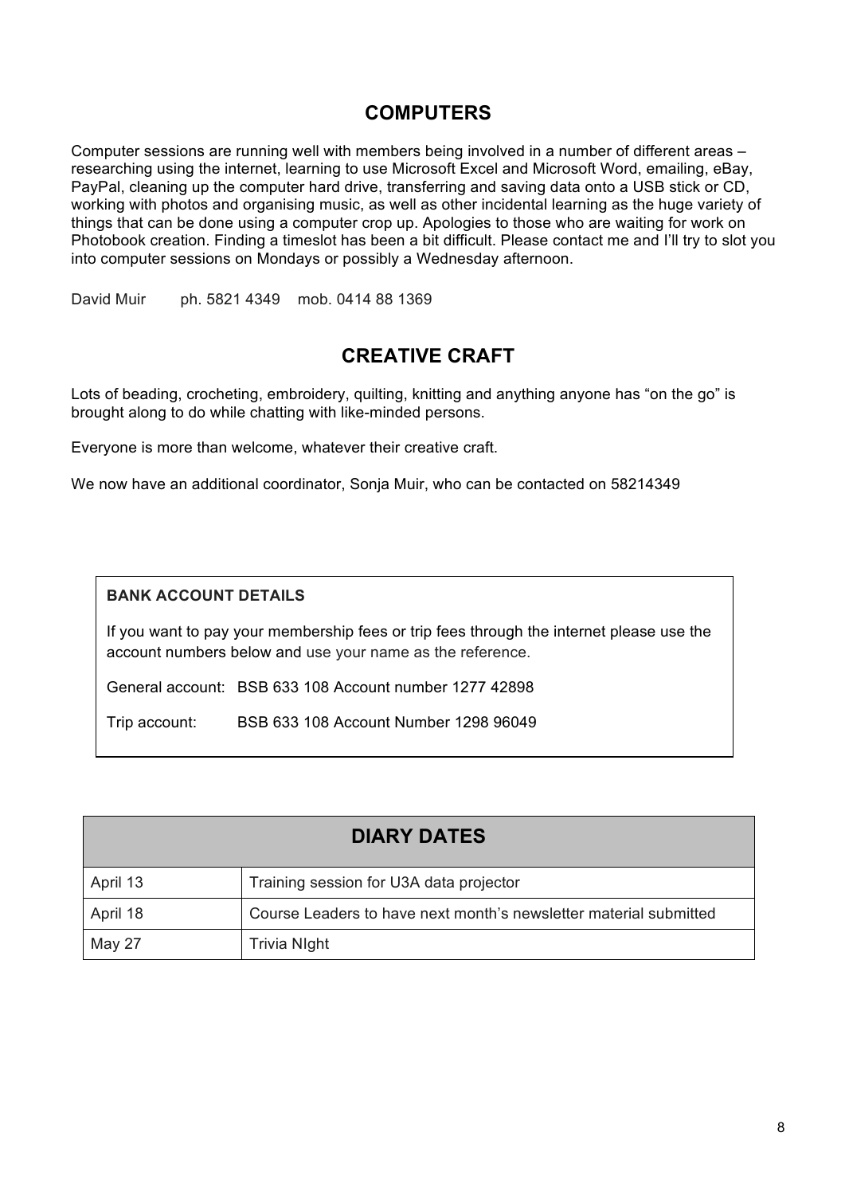## COMPUTERS

Computer sessions are running well with members being involved in a number of different areas – researching using the internet, learning to use Microsoft Excel and Microsoft Word, emailing, eBay, PayPal, cleaning up the computer hard drive, transferring and saving data onto a USB stick or CD, working with photos and organising music, as well as other incidental learning as the huge variety of things that can be done using a computer crop up. Apologies to those who are waiting for work on Photobook creation. Finding a timeslot has been a bit difficult. Please contact me and I'll try to slot you into computer sessions on Mondays or possibly a Wednesday afternoon.

David Muir ph. 5821 4349 mob. 0414 88 1369

## CREATIVE CRAFT

Lots of beading, crocheting, embroidery, quilting, knitting and anything anyone has "on the go" is brought along to do while chatting with like-minded persons.

Everyone is more than welcome, whatever their creative craft.

We now have an additional coordinator, Sonja Muir, who can be contacted on 58214349

**BANK ACCOUNT DETAILS**

If you want to pay your membership fees or trip fees through the internet please use the account numbers below and use your name as the reference.

General account: BSB 633 108 Account number 1277 42898

Trip account: BSB 633 108 Account Number 1298 96049

| DIARY DATES | |
|---|---|
| April 13 | Training session for U3A data projector |
| April 18 | Course Leaders to have next month's newsletter material submitted |
| May 27 | Trivia NIght |